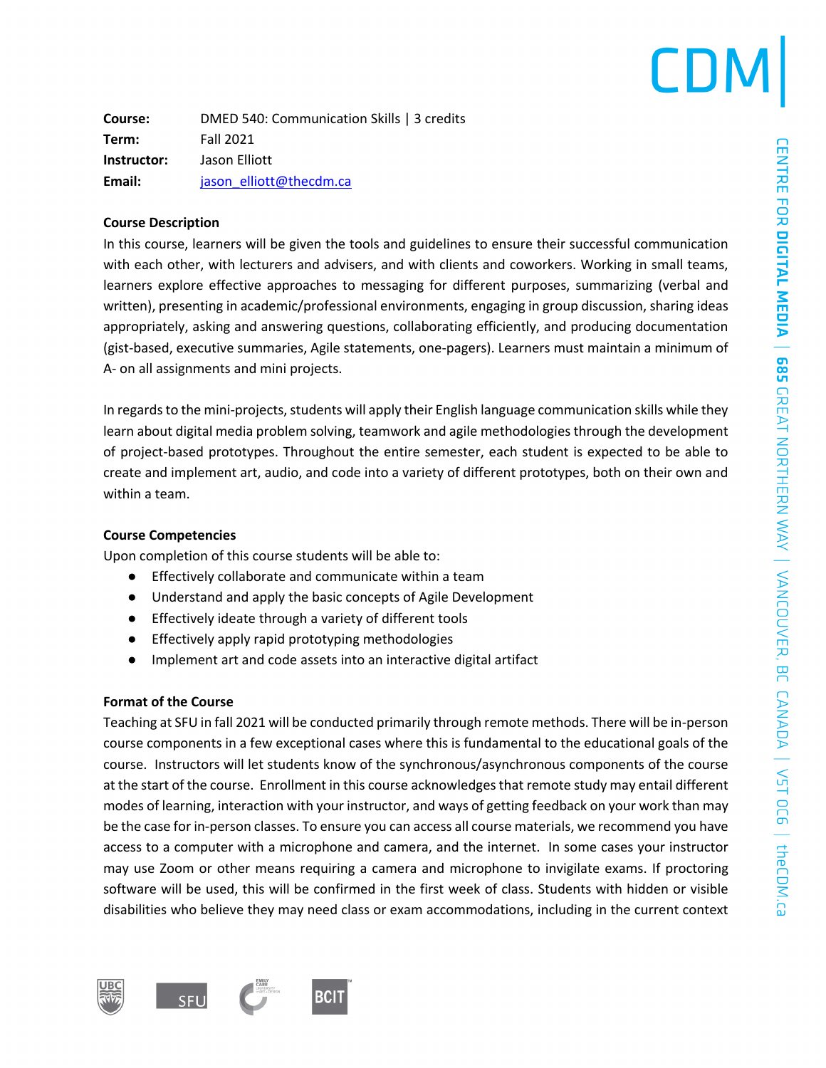**Course:** DMED 540: Communication Skills | 3 credits
**Term:** Fall 2021
**Instructor:** Jason Elliott
**Email:** jason_elliott@thecdm.ca

## Course Description

In this course, learners will be given the tools and guidelines to ensure their successful communication with each other, with lecturers and advisers, and with clients and coworkers. Working in small teams, learners explore effective approaches to messaging for different purposes, summarizing (verbal and written), presenting in academic/professional environments, engaging in group discussion, sharing ideas appropriately, asking and answering questions, collaborating efficiently, and producing documentation (gist-based, executive summaries, Agile statements, one-pagers). Learners must maintain a minimum of A- on all assignments and mini projects.

In regards to the mini-projects, students will apply their English language communication skills while they learn about digital media problem solving, teamwork and agile methodologies through the development of project-based prototypes. Throughout the entire semester, each student is expected to be able to create and implement art, audio, and code into a variety of different prototypes, both on their own and within a team.

## Course Competencies

Upon completion of this course students will be able to:

- Effectively collaborate and communicate within a team
- Understand and apply the basic concepts of Agile Development
- Effectively ideate through a variety of different tools
- Effectively apply rapid prototyping methodologies
- Implement art and code assets into an interactive digital artifact

## Format of the Course

Teaching at SFU in fall 2021 will be conducted primarily through remote methods. There will be in-person course components in a few exceptional cases where this is fundamental to the educational goals of the course. Instructors will let students know of the synchronous/asynchronous components of the course at the start of the course. Enrollment in this course acknowledges that remote study may entail different modes of learning, interaction with your instructor, and ways of getting feedback on your work than may be the case for in-person classes. To ensure you can access all course materials, we recommend you have access to a computer with a microphone and camera, and the internet. In some cases your instructor may use Zoom or other means requiring a camera and microphone to invigilate exams. If proctoring software will be used, this will be confirmed in the first week of class. Students with hidden or visible disabilities who believe they may need class or exam accommodations, including in the current context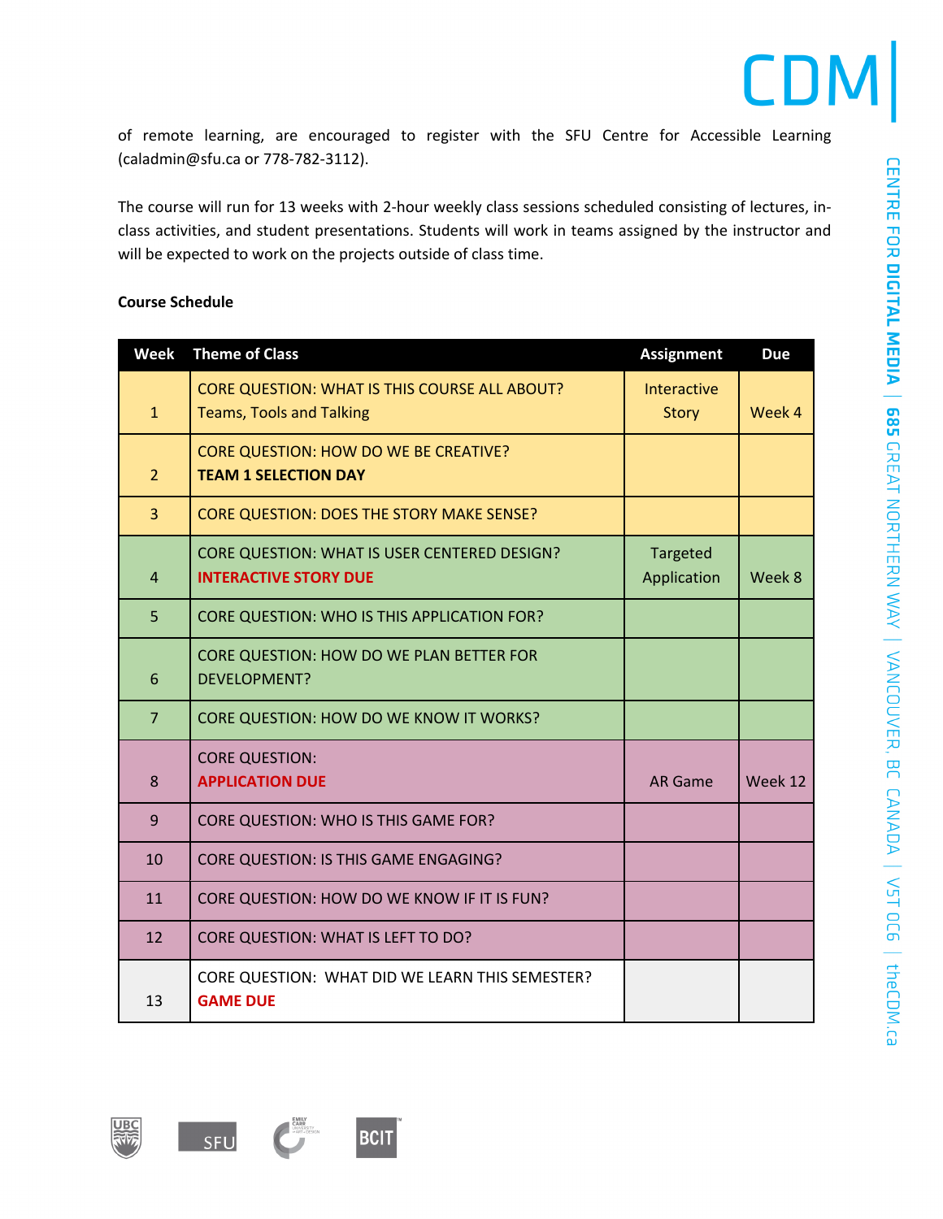of remote learning, are encouraged to register with the SFU Centre for Accessible Learning (caladmin@sfu.ca or 778-782-3112).

The course will run for 13 weeks with 2-hour weekly class sessions scheduled consisting of lectures, in-class activities, and student presentations. Students will work in teams assigned by the instructor and will be expected to work on the projects outside of class time.

**Course Schedule**

| Week | Theme of Class | Assignment | Due |
|---|---|---|---|
| 1 | CORE QUESTION: WHAT IS THIS COURSE ALL ABOUT?<br>Teams, Tools and Talking | Interactive Story | Week 4 |
| 2 | CORE QUESTION: HOW DO WE BE CREATIVE?<br>**TEAM 1 SELECTION DAY** | | |
| 3 | CORE QUESTION: DOES THE STORY MAKE SENSE? | | |
| 4 | CORE QUESTION: WHAT IS USER CENTERED DESIGN?<br>**INTERACTIVE STORY DUE** | Targeted Application | Week 8 |
| 5 | CORE QUESTION: WHO IS THIS APPLICATION FOR? | | |
| 6 | CORE QUESTION: HOW DO WE PLAN BETTER FOR DEVELOPMENT? | | |
| 7 | CORE QUESTION: HOW DO WE KNOW IT WORKS? | | |
| 8 | CORE QUESTION:<br>**APPLICATION DUE** | AR Game | Week 12 |
| 9 | CORE QUESTION: WHO IS THIS GAME FOR? | | |
| 10 | CORE QUESTION: IS THIS GAME ENGAGING? | | |
| 11 | CORE QUESTION: HOW DO WE KNOW IF IT IS FUN? | | |
| 12 | CORE QUESTION: WHAT IS LEFT TO DO? | | |
| 13 | CORE QUESTION: WHAT DID WE LEARN THIS SEMESTER?<br>**GAME DUE** | | |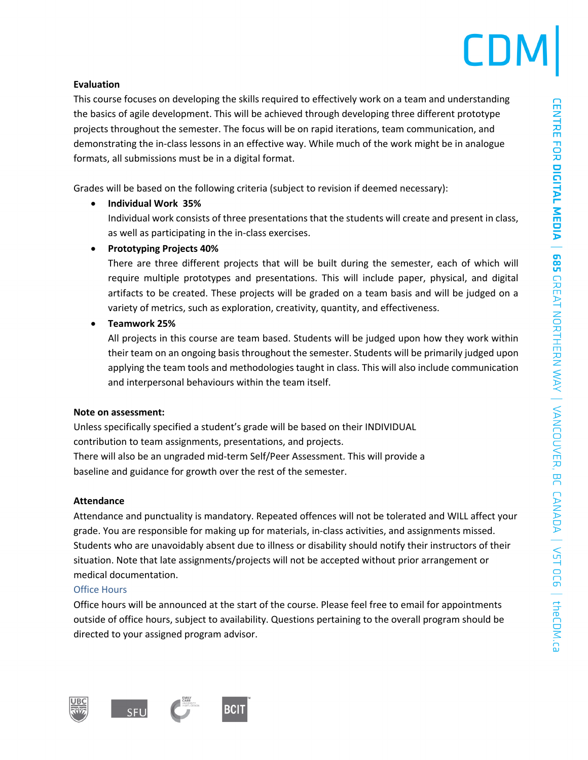**Evaluation**

This course focuses on developing the skills required to effectively work on a team and understanding the basics of agile development. This will be achieved through developing three different prototype projects throughout the semester. The focus will be on rapid iterations, team communication, and demonstrating the in-class lessons in an effective way. While much of the work might be in analogue formats, all submissions must be in a digital format.

Grades will be based on the following criteria (subject to revision if deemed necessary):

- **Individual Work 35%**
  Individual work consists of three presentations that the students will create and present in class, as well as participating in the in-class exercises.
- **Prototyping Projects 40%**
  There are three different projects that will be built during the semester, each of which will require multiple prototypes and presentations. This will include paper, physical, and digital artifacts to be created. These projects will be graded on a team basis and will be judged on a variety of metrics, such as exploration, creativity, quantity, and effectiveness.
- **Teamwork 25%**
  All projects in this course are team based. Students will be judged upon how they work within their team on an ongoing basis throughout the semester. Students will be primarily judged upon applying the team tools and methodologies taught in class. This will also include communication and interpersonal behaviours within the team itself.

**Note on assessment:**

Unless specifically specified a student's grade will be based on their INDIVIDUAL contribution to team assignments, presentations, and projects.
There will also be an ungraded mid-term Self/Peer Assessment. This will provide a baseline and guidance for growth over the rest of the semester.

**Attendance**

Attendance and punctuality is mandatory. Repeated offences will not be tolerated and WILL affect your grade. You are responsible for making up for materials, in-class activities, and assignments missed. Students who are unavoidably absent due to illness or disability should notify their instructors of their situation. Note that late assignments/projects will not be accepted without prior arrangement or medical documentation.

Office Hours

Office hours will be announced at the start of the course. Please feel free to email for appointments outside of office hours, subject to availability. Questions pertaining to the overall program should be directed to your assigned program advisor.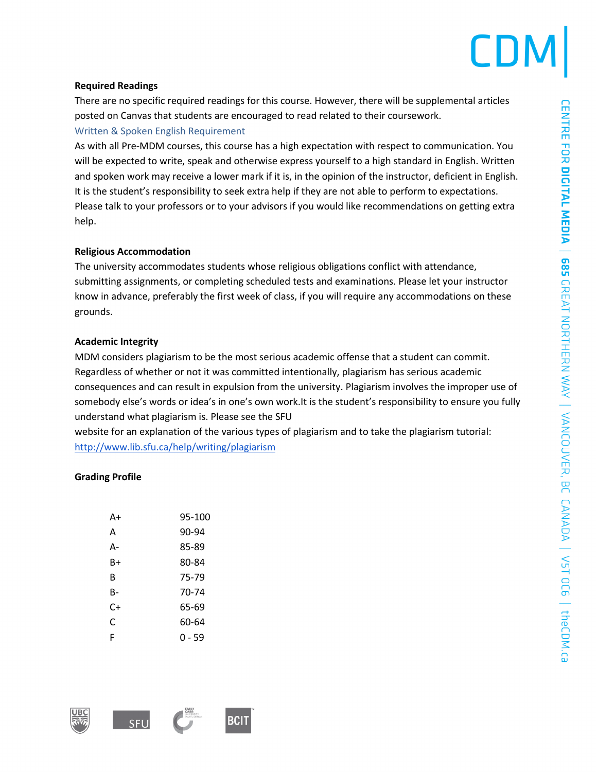**Required Readings**

There are no specific required readings for this course. However, there will be supplemental articles posted on Canvas that students are encouraged to read related to their coursework.

Written & Spoken English Requirement

As with all Pre-MDM courses, this course has a high expectation with respect to communication. You will be expected to write, speak and otherwise express yourself to a high standard in English. Written and spoken work may receive a lower mark if it is, in the opinion of the instructor, deficient in English. It is the student's responsibility to seek extra help if they are not able to perform to expectations. Please talk to your professors or to your advisors if you would like recommendations on getting extra help.

**Religious Accommodation**

The university accommodates students whose religious obligations conflict with attendance, submitting assignments, or completing scheduled tests and examinations. Please let your instructor know in advance, preferably the first week of class, if you will require any accommodations on these grounds.

**Academic Integrity**

MDM considers plagiarism to be the most serious academic offense that a student can commit. Regardless of whether or not it was committed intentionally, plagiarism has serious academic consequences and can result in expulsion from the university. Plagiarism involves the improper use of somebody else's words or idea's in one's own work.It is the student's responsibility to ensure you fully understand what plagiarism is. Please see the SFU website for an explanation of the various types of plagiarism and to take the plagiarism tutorial: http://www.lib.sfu.ca/help/writing/plagiarism

**Grading Profile**

| | |
|---|---|
| A+ | 95-100 |
| A | 90-94 |
| A- | 85-89 |
| B+ | 80-84 |
| B | 75-79 |
| B- | 70-74 |
| C+ | 65-69 |
| C | 60-64 |
| F | 0 - 59 |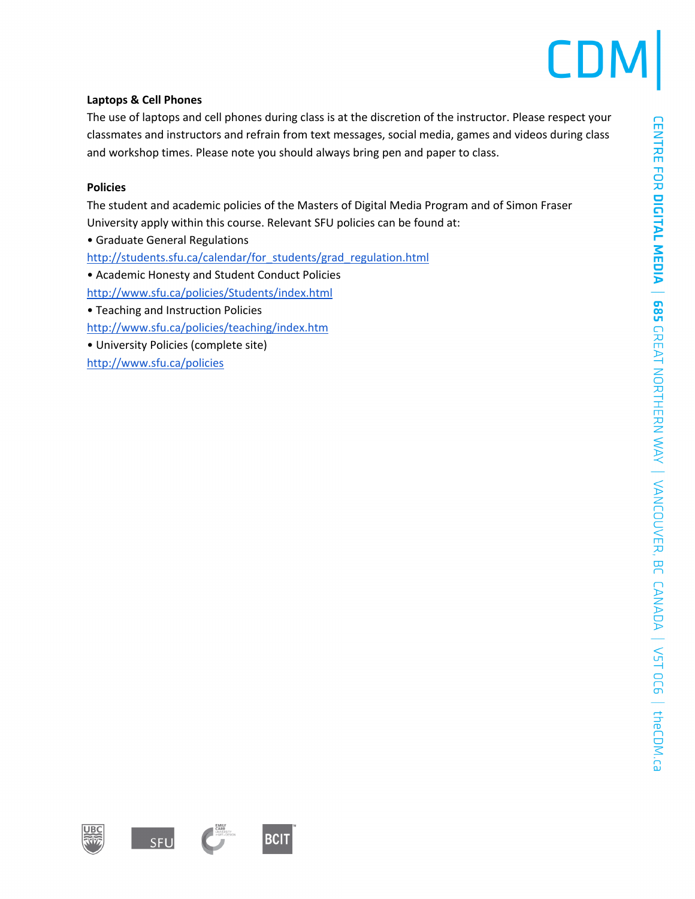**Laptops & Cell Phones**

The use of laptops and cell phones during class is at the discretion of the instructor. Please respect your classmates and instructors and refrain from text messages, social media, games and videos during class and workshop times. Please note you should always bring pen and paper to class.

**Policies**

The student and academic policies of the Masters of Digital Media Program and of Simon Fraser University apply within this course. Relevant SFU policies can be found at:

- Graduate General Regulations
  http://students.sfu.ca/calendar/for_students/grad_regulation.html
- Academic Honesty and Student Conduct Policies
  http://www.sfu.ca/policies/Students/index.html
- Teaching and Instruction Policies
  http://www.sfu.ca/policies/teaching/index.htm
- University Policies (complete site)
  http://www.sfu.ca/policies